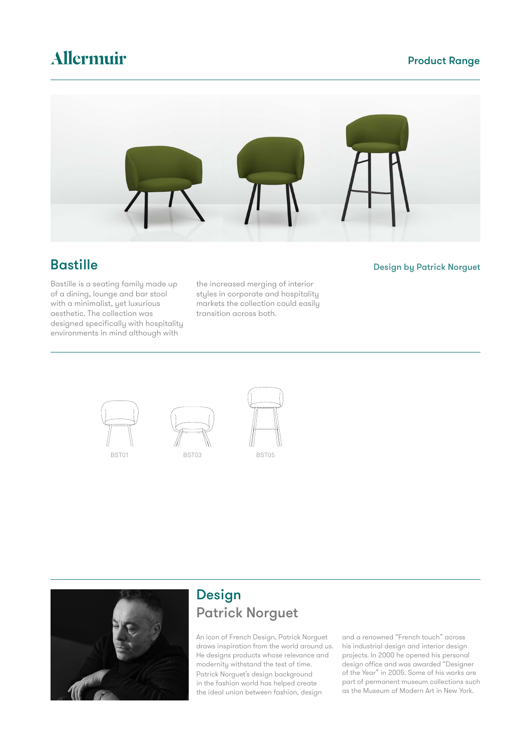Allermuir

Product Range

## Bastille

Design by Patrick Norguet

Bastille is a seating family made up of a dining, lounge and bar stool with a minimalist, yet luxurious aesthetic. The collection was designed specifically with hospitality environments in mind although with the increased merging of interior styles in corporate and hospitality markets the collection could easily transition across both.

BST01

BST03

BST05

## Design
### Patrick Norguet

An icon of French Design, Patrick Norguet draws inspiration from the world around us. He designs products whose relevance and modernity withstand the test of time. Patrick Norguet's design background in the fashion world has helped create the ideal union between fashion, design and a renowned "French touch" across his industrial design and interior design projects. In 2000 he opened his personal design office and was awarded "Designer of the Year" in 2005. Some of his works are part of permanent museum collections such as the Museum of Modern Art in New York.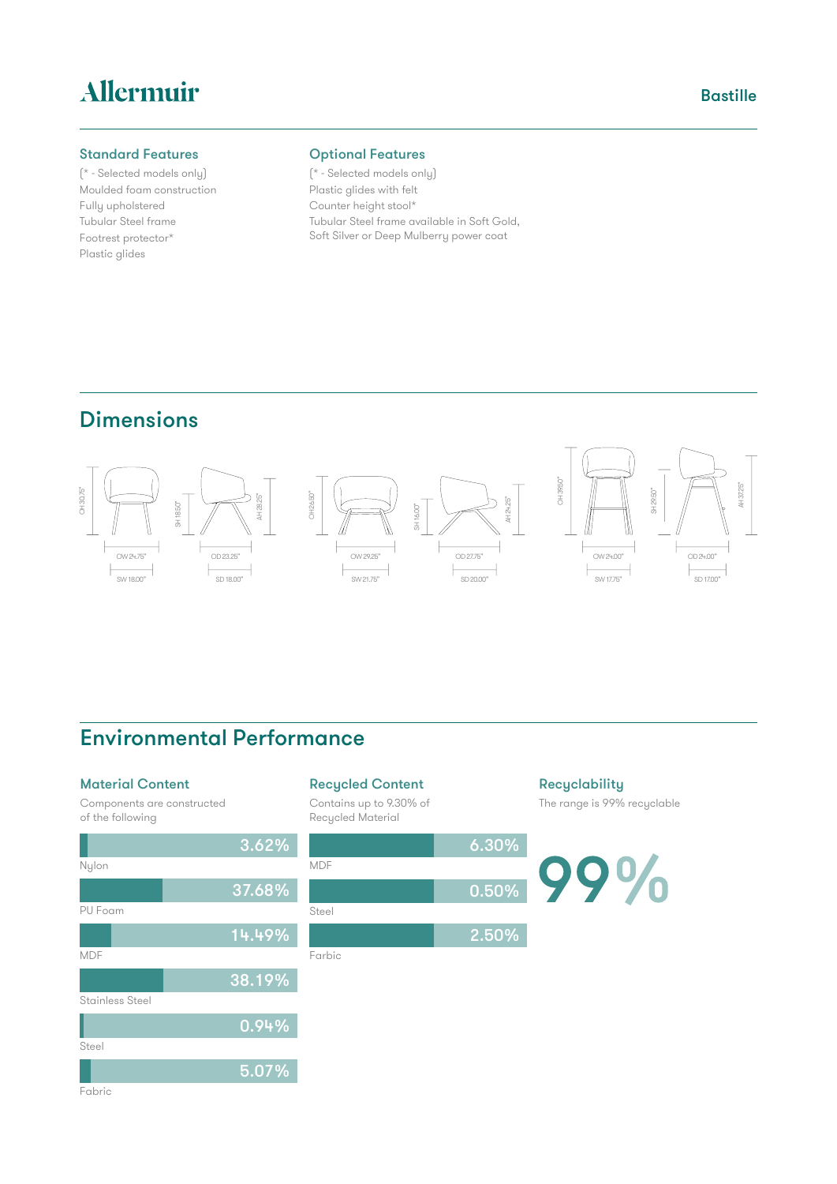# Allermuir

Bastille

## Standard Features

(* - Selected models only)
Moulded foam construction
Fully upholstered
Tubular Steel frame
Footrest protector*
Plastic glides

## Optional Features

(* - Selected models only)
Plastic glides with felt
Counter height stool*
Tubular Steel frame available in Soft Gold, Soft Silver or Deep Mulberry power coat

## Dimensions

OH 30.75"
SH 18.50"
AH 28.25"
OW 24.75"
OD 23.25"
SW 18.00"
SD 18.00"

OH 26.50"
SH 16.00"
AH 24.25"
OW 29.25"
OD 27.75"
SW 21.75"
SD 20.00"

OH 39.50"
SH 29.50"
AH 37.25"
OW 24.00"
OD 24.00"
SW 17.75"
SD 17.00"

## Environmental Performance

### Material Content

Components are constructed of the following

| Material | Percentage |
|---|---|
| Nylon | 3.62% |
| PU Foam | 37.68% |
| MDF | 14.49% |
| Stainless Steel | 38.19% |
| Steel | 0.94% |
| Fabric | 5.07% |

### Recycled Content

Contains up to 9.30% of Recycled Material

| Material | Percentage |
|---|---|
| MDF | 6.30% |
| Steel | 0.50% |
| Farbic | 2.50% |

### Recyclability

The range is 99% recyclable

99%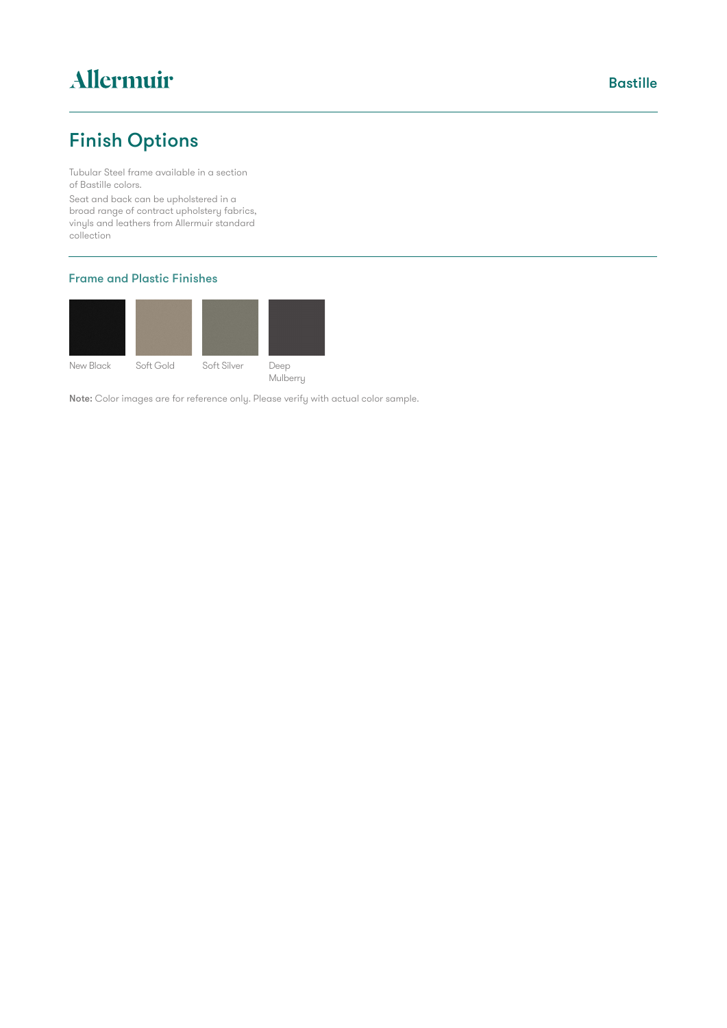# Finish Options

Tubular Steel frame available in a section of Bastille colors.

Seat and back can be upholstered in a broad range of contract upholstery fabrics, vinyls and leathers from Allermuir standard collection

### Frame and Plastic Finishes

New Black

Soft Gold

Soft Silver

Deep Mulberry

**Note:** Color images are for reference only. Please verify with actual color sample.